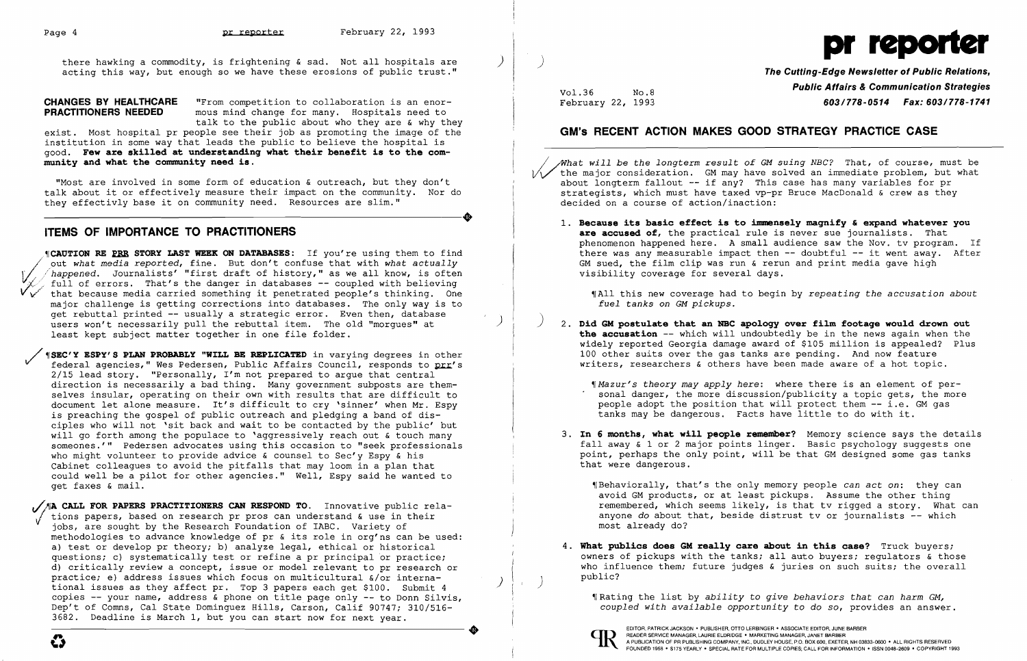there hawking a commodity, is frightening & sad. Not all hospitals are acting this way, but enough so we have these erosions of public trust."

**CHANGES BY HEALTHCARE PRACTITIONERS NEEDED** "From competition to collaboration is an enormous mind change for many. Hospitals need to talk to the public about who they are & why they exist. Most hospital pr people see their job as promoting the image of the institution in some way that leads the public to believe the hospital is good. **Few are skilled at understanding what their benefit is to the community and what the community need is.**

"Most are involved in some form of education & outreach, but they don't talk about it or effectively measure their impact on the community. Nor do they effectivly base it on community need. Resources are slim."

## ITEMS OF IMPORTANCE TO PRACTITIONERS

¶**CAUTION RE PRR STORY LAST WEEK ON DATABASES:** If you're using them to find out *what media reported*, fine. But don't confuse that with *what actually happened*. Journalists' "first draft of history," as we all know, is often full of errors. That's the danger in databases -- coupled with believing that because media carried something it penetrated people's thinking. One major challenge is getting corrections into databases. The only way is to get rebuttal printed -- usually a strategic error. Even then, database users won't necessarily pull the rebuttal item. The old "morgues" at least kept subject matter together in one file folder.

¶**SEC'Y ESPY'S PLAN PROBABLY "WILL BE REPLICATED** in varying degrees in other federal agencies," Wes Pedersen, Public Affairs Council, responds to prr's 2/15 lead story. "Personally, I'm not prepared to argue that central direction is necessarily a bad thing. Many government subposts are themselves insular, operating on their own with results that are difficult to document let alone measure. It's difficult to cry 'sinner' when Mr. Espy is preaching the gospel of public outreach and pledging a band of disciples who will not 'sit back and wait to be contacted by the public' but will go forth among the populace to 'aggressively reach out & touch many someones.'" Pedersen advocates using this occasion to "seek professionals who might volunteer to provide advice & counsel to Sec'y Espy & his Cabinet colleagues to avoid the pitfalls that may loom in a plan that could well be a pilot for other agencies." Well, Espy said he wanted to get faxes & mail.

¶**A CALL FOR PAPERS PRACTITIONERS CAN RESPOND TO.** Innovative public relations papers, based on research pr pros can understand & use in their jobs, are sought by the Research Foundation of IABC. Variety of methodologies to advance knowledge of pr & its role in org'ns can be used: a) test or develop pr theory; b) analyze legal, ethical or historical questions; c) systematically test or refine a pr principal or practice; d) critically review a concept, issue or model relevant to pr research or practice; e) address issues which focus on multicultural &/or international issues as they affect pr. Top 3 papers each get $100. Submit 4 copies -- your name, address & phone on title page only -- to Donn Silvis, Dep't of Comns, Cal State Dominguez Hills, Carson, Calif 90747; 310/516-3682. Deadline is March 1, but you can start now for next year.

# pr reporter

**The Cutting-Edge Newsletter of Public Relations, Public Affairs & Communication Strategies**

Vol.36 No.8
February 22, 1993

603/778-0514 Fax: 603/778-1741

## GM's RECENT ACTION MAKES GOOD STRATEGY PRACTICE CASE

*What will be the longterm result of GM suing NBC?* That, of course, must be the major consideration. GM may have solved an immediate problem, but what about longterm fallout -- if any? This case has many variables for pr strategists, which must have taxed vp-pr Bruce MacDonald & crew as they decided on a course of action/inaction:

1. **Because its basic effect is to immensely magnify & expand whatever you are accused of,** the practical rule is never sue journalists. That phenomenon happened here. A small audience saw the Nov. tv program. If there was any measurable impact then -- doubtful -- it went away. After GM sued, the film clip was run & rerun and print media gave high visibility coverage for several days.

   ¶All this new coverage had to begin by *repeating the accusation about fuel tanks on GM pickups.*

2. **Did GM postulate that an NBC apology over film footage would drown out the accusation** -- which will undoubtedly be in the news again when the widely reported Georgia damage award of $105 million is appealed? Plus 100 other suits over the gas tanks are pending. And now feature writers, researchers & others have been made aware of a hot topic.

   ¶*Mazur's theory may apply here*: where there is an element of personal danger, the more discussion/publicity a topic gets, the more people adopt the position that will protect them -- i.e. GM gas tanks may be dangerous. Facts have little to do with it.

3. **In 6 months, what will people remember?** Memory science says the details fall away & 1 or 2 major points linger. Basic psychology suggests one point, perhaps the only point, will be that GM designed some gas tanks that were dangerous.

   ¶Behaviorally, that's the only memory people *can act on*: they can avoid GM products, or at least pickups. Assume the other thing remembered, which seems likely, is that tv rigged a story. What can anyone *do* about that, beside distrust tv or journalists -- which most already do?

4. **What publics does GM really care about in this case?** Truck buyers; owners of pickups with the tanks; all auto buyers; regulators & those who influence them; future judges & juries on such suits; the overall public?

   ¶Rating the list by *ability to give behaviors that can harm GM, coupled with available opportunity to do so*, provides an answer.

EDITOR, PATRICK JACKSON • PUBLISHER, OTTO LERBINGER • ASSOCIATE EDITOR, JUNE BARBER
READER SERVICE MANAGER, LAURIE ELDRIDGE • MARKETING MANAGER, JANET BARBER
A PUBLICATION OF PR PUBLISHING COMPANY, INC., DUDLEY HOUSE, P.O. BOX 600, EXETER, NH 03833-0600 • ALL RIGHTS RESERVED
FOUNDED 1958 • $175 YEARLY • SPECIAL RATE FOR MULTIPLE COPIES; CALL FOR INFORMATION • ISSN 0048-2609 • COPYRIGHT 1993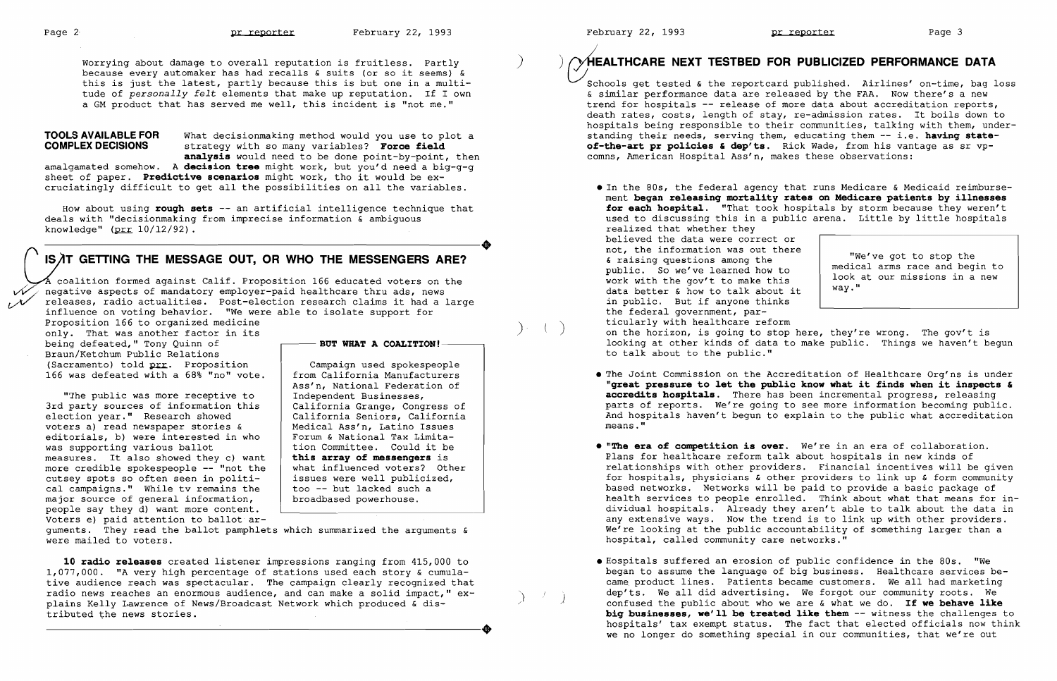Worrying about damage to overall reputation is fruitless. Partly because every automaker has had recalls & suits (or so it seems) & this is just the latest, partly because this is but one in a multitude of *personally felt* elements that make up reputation. If I own a GM product that has served me well, this incident is "not me."

**TOOLS AVAILABLE FOR COMPLEX DECISIONS**

What decisionmaking method would you use to plot a strategy with so many variables? **Force field analysis** would need to be done point-by-point, then amalgamated somehow. A **decision tree** might work, but you'd need a big-g-g sheet of paper. **Predictive scenarios** might work, tho it would be excruciatingly difficult to get all the possibilities on all the variables.

How about using **rough sets** -- an artificial intelligence technique that deals with "decisionmaking from imprecise information & ambiguous knowledge" (prr 10/12/92).

## IS IT GETTING THE MESSAGE OUT, OR WHO THE MESSENGERS ARE?

A coalition formed against Calif. Proposition 166 educated voters on the negative aspects of mandatory employer-paid healthcare thru ads, news releases, radio actualities. Post-election research claims it had a large influence on voting behavior. "We were able to isolate support for Proposition 166 to organized medicine only. That was another factor in its being defeated," Tony Quinn of Braun/Ketchum Public Relations (Sacramento) told prr. Proposition 166 was defeated with a 68% "no" vote.

"The public was more receptive to 3rd party sources of information this election year." Research showed voters a) read newspaper stories & editorials, b) were interested in who was supporting various ballot measures. It also showed they c) want more credible spokespeople -- "not the cutsey spots so often seen in political campaigns." While tv remains the major source of general information, people say they d) want more content. Voters e) paid attention to ballot arguments. They read the ballot pamphlets which summarized the arguments & were mailed to voters.

**BUT WHAT A COALITION!**

Campaign used spokespeople from California Manufacturers Ass'n, National Federation of Independent Businesses, California Grange, Congress of California Seniors, California Medical Ass'n, Latino Issues Forum & National Tax Limitation Committee. Could it be **this array of messengers** is what influenced voters? Other issues were well publicized, too -- but lacked such a broadbased powerhouse.

**10 radio releases** created listener impressions ranging from 415,000 to 1,077,000. "A very high percentage of stations used each story & cumulative audience reach was spectacular. The campaign clearly recognized that radio news reaches an enormous audience, and can make a solid impact," explains Kelly Lawrence of News/Broadcast Network which produced & distributed the news stories.

## HEALTHCARE NEXT TESTBED FOR PUBLICIZED PERFORMANCE DATA

Schools get tested & the reportcard published. Airlines' on-time, bag loss & similar performance data are released by the FAA. Now there's a new trend for hospitals -- release of more data about accreditation reports, death rates, costs, length of stay, re-admission rates. It boils down to hospitals being responsible to their communities, talking with them, understanding their needs, serving them, educating them -- i.e. **having state-of-the-art pr policies & dep'ts.** Rick Wade, from his vantage as sr vp-comns, American Hospital Ass'n, makes these observations:

- In the 80s, the federal agency that runs Medicare & Medicaid reimbursement **began releasing mortality rates on Medicare patients by illnesses for each hospital.** "That took hospitals by storm because they weren't used to discussing this in a public arena. Little by little hospitals realized that whether they believed the data were correct or not, the information was out there & raising questions among the public. So we've learned how to work with the gov't to make this data better & how to talk about it in public. But if anyone thinks the federal government, particularly with healthcare reform on the horizon, is going to stop here, they're wrong. The gov't is looking at other kinds of data to make public. Things we haven't begun to talk about to the public."

> "We've got to stop the medical arms race and begin to look at our missions in a new way."

- The Joint Commission on the Accreditation of Healthcare Org'ns is under **"great pressure to let the public know what it finds when it inspects & accredits hospitals.** There has been incremental progress, releasing parts of reports. We're going to see more information becoming public. And hospitals haven't begun to explain to the public what accreditation means."

- **"The era of competition is over.** We're in an era of collaboration. Plans for healthcare reform talk about hospitals in new kinds of relationships with other providers. Financial incentives will be given for hospitals, physicians & other providers to link up & form community based networks. Networks will be paid to provide a basic package of health services to people enrolled. Think about what that means for individual hospitals. Already they aren't able to talk about the data in any extensive ways. Now the trend is to link up with other providers. We're looking at the public accountability of something larger than a hospital, called community care networks."

- Hospitals suffered an erosion of public confidence in the 80s. "We began to assume the language of big business. Healthcare services became product lines. Patients became customers. We all had marketing dep'ts. We all did advertising. We forgot our community roots. We confused the public about who we are & what we do. **If we behave like big businesses, we'll be treated like them** -- witness the challenges to hospitals' tax exempt status. The fact that elected officials now think we no longer do something special in our communities, that we're out